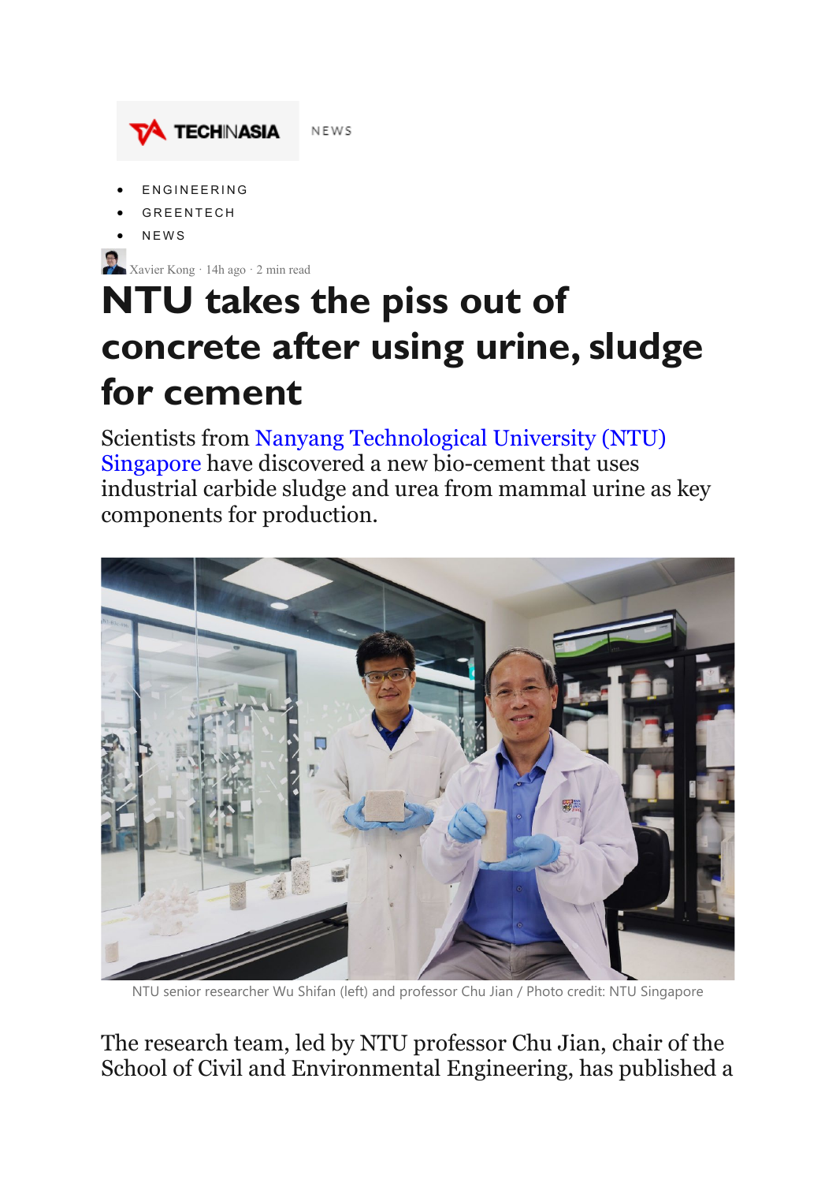TECHINASIA NEWS

- ENGINEERING
- GREENTECH
- NEWS

Xavier Kong · 14h ago · 2 min read

# NTU takes the piss out of concrete after using urine, sludge for cement

Scientists from Nanyang Technological University (NTU) Singapore have discovered a new bio-cement that uses industrial carbide sludge and urea from mammal urine as key components for production.

NTU senior researcher Wu Shifan (left) and professor Chu Jian / Photo credit: NTU Singapore

The research team, led by NTU professor Chu Jian, chair of the School of Civil and Environmental Engineering, has published a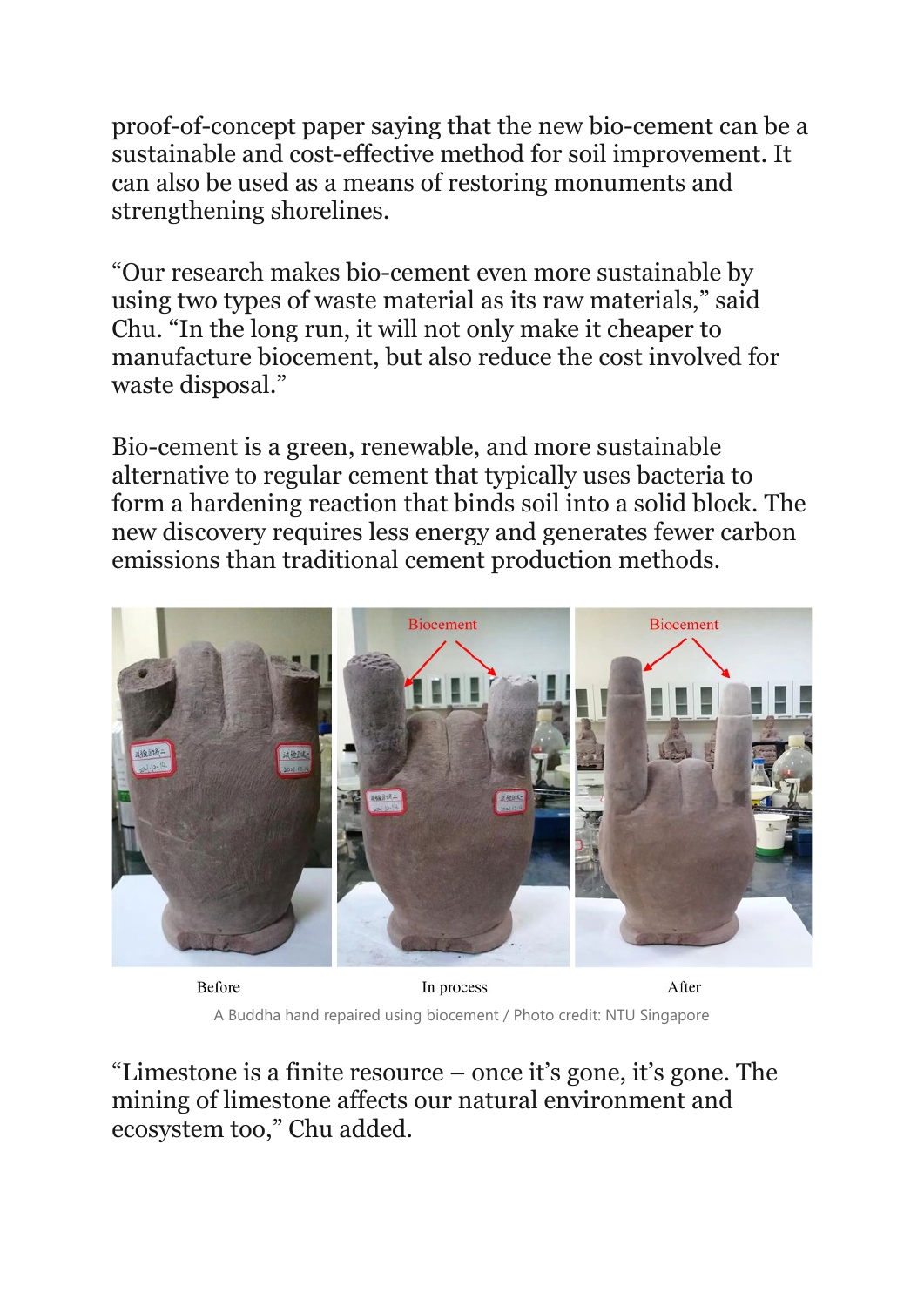proof-of-concept paper saying that the new bio-cement can be a sustainable and cost-effective method for soil improvement. It can also be used as a means of restoring monuments and strengthening shorelines.

"Our research makes bio-cement even more sustainable by using two types of waste material as its raw materials," said Chu. "In the long run, it will not only make it cheaper to manufacture biocement, but also reduce the cost involved for waste disposal."

Bio-cement is a green, renewable, and more sustainable alternative to regular cement that typically uses bacteria to form a hardening reaction that binds soil into a solid block. The new discovery requires less energy and generates fewer carbon emissions than traditional cement production methods.

Before In process After

A Buddha hand repaired using biocement / Photo credit: NTU Singapore

"Limestone is a finite resource – once it's gone, it's gone. The mining of limestone affects our natural environment and ecosystem too," Chu added.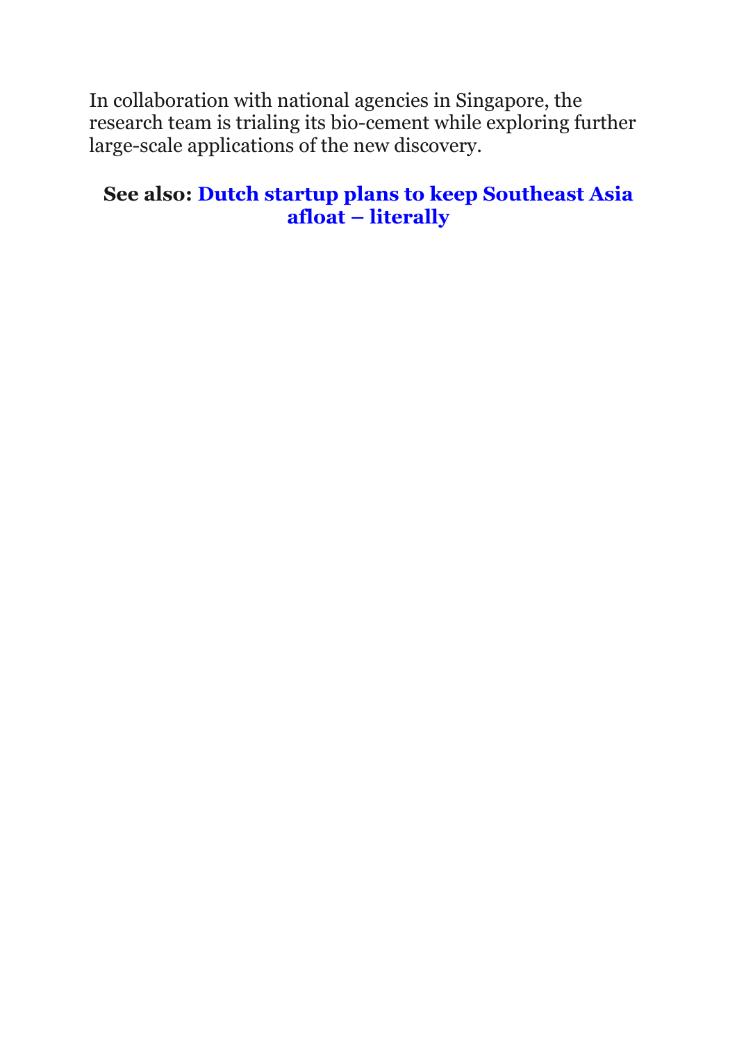In collaboration with national agencies in Singapore, the research team is trialing its bio-cement while exploring further large-scale applications of the new discovery.

**See also: Dutch startup plans to keep Southeast Asia afloat – literally**